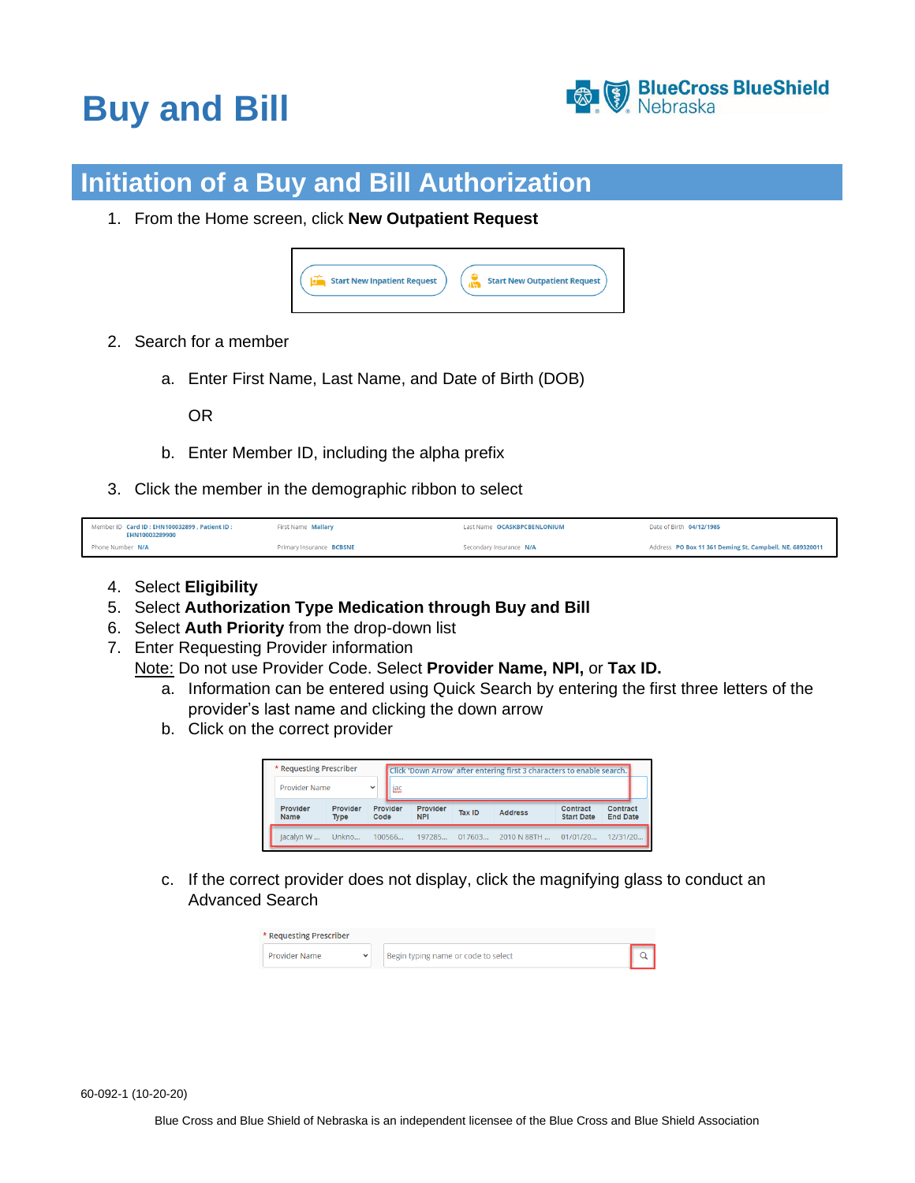# Buy and Bill

## Initiation of a Buy and Bill Authorization

1. From the Home screen, click **New Outpatient Request**

2. Search for a member

   a. Enter First Name, Last Name, and Date of Birth (DOB)

      OR

   b. Enter Member ID, including the alpha prefix

3. Click the member in the demographic ribbon to select

4. Select **Eligibility**
5. Select **Authorization Type Medication through Buy and Bill**
6. Select **Auth Priority** from the drop-down list
7. Enter Requesting Provider information
   Note: Do not use Provider Code. Select **Provider Name, NPI,** or **Tax ID.**
   a. Information can be entered using Quick Search by entering the first three letters of the provider's last name and clicking the down arrow
   b. Click on the correct provider

   c. If the correct provider does not display, click the magnifying glass to conduct an Advanced Search

60-092-1 (10-20-20)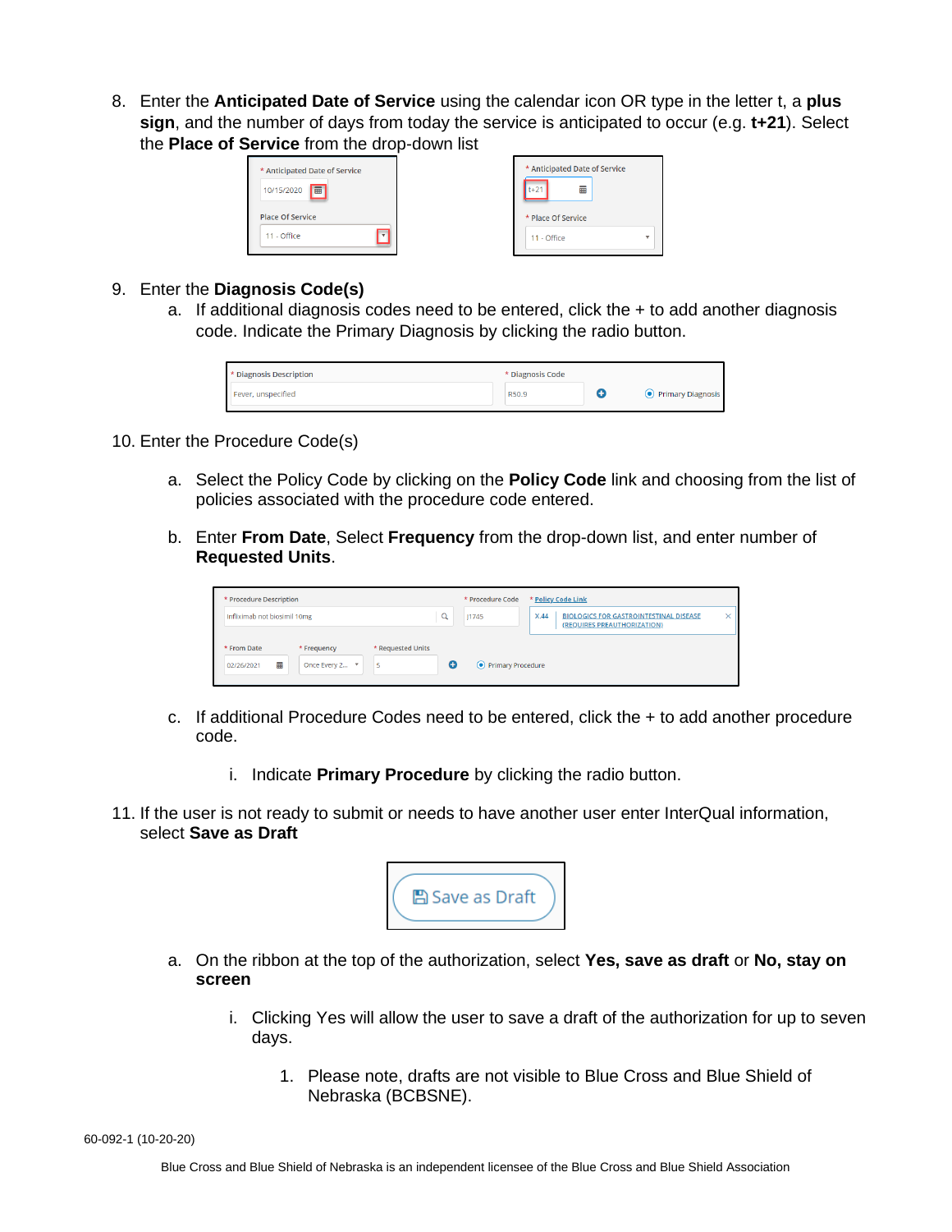8. Enter the **Anticipated Date of Service** using the calendar icon OR type in the letter t, a **plus sign**, and the number of days from today the service is anticipated to occur (e.g. **t+21**). Select the **Place of Service** from the drop-down list

9. Enter the **Diagnosis Code(s)**
   a. If additional diagnosis codes need to be entered, click the + to add another diagnosis code. Indicate the Primary Diagnosis by clicking the radio button.

10. Enter the Procedure Code(s)

    a. Select the Policy Code by clicking on the **Policy Code** link and choosing from the list of policies associated with the procedure code entered.

    b. Enter **From Date**, Select **Frequency** from the drop-down list, and enter number of **Requested Units**.

    c. If additional Procedure Codes need to be entered, click the + to add another procedure code.

       i. Indicate **Primary Procedure** by clicking the radio button.

11. If the user is not ready to submit or needs to have another user enter InterQual information, select **Save as Draft**

    a. On the ribbon at the top of the authorization, select **Yes, save as draft** or **No, stay on screen**

       i. Clicking Yes will allow the user to save a draft of the authorization for up to seven days.

          1. Please note, drafts are not visible to Blue Cross and Blue Shield of Nebraska (BCBSNE).

60-092-1 (10-20-20)

Blue Cross and Blue Shield of Nebraska is an independent licensee of the Blue Cross and Blue Shield Association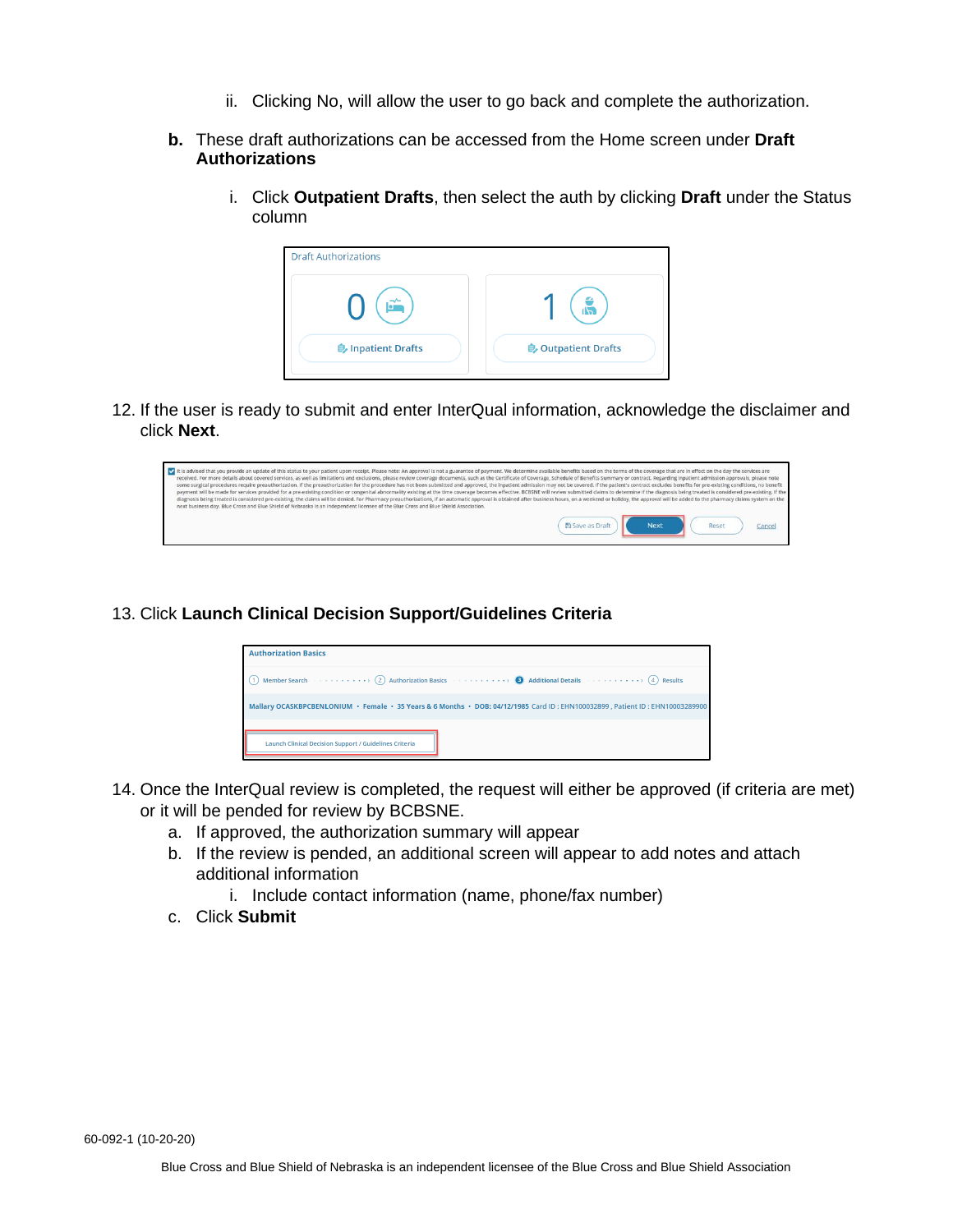ii. Clicking No, will allow the user to go back and complete the authorization.

b. These draft authorizations can be accessed from the Home screen under **Draft Authorizations**

   i. Click **Outpatient Drafts**, then select the auth by clicking **Draft** under the Status column

12. If the user is ready to submit and enter InterQual information, acknowledge the disclaimer and click **Next**.

13. Click **Launch Clinical Decision Support/Guidelines Criteria**

14. Once the InterQual review is completed, the request will either be approved (if criteria are met) or it will be pended for review by BCBSNE.
    a. If approved, the authorization summary will appear
    b. If the review is pended, an additional screen will appear to add notes and attach additional information
       i. Include contact information (name, phone/fax number)
    c. Click **Submit**

60-092-1 (10-20-20)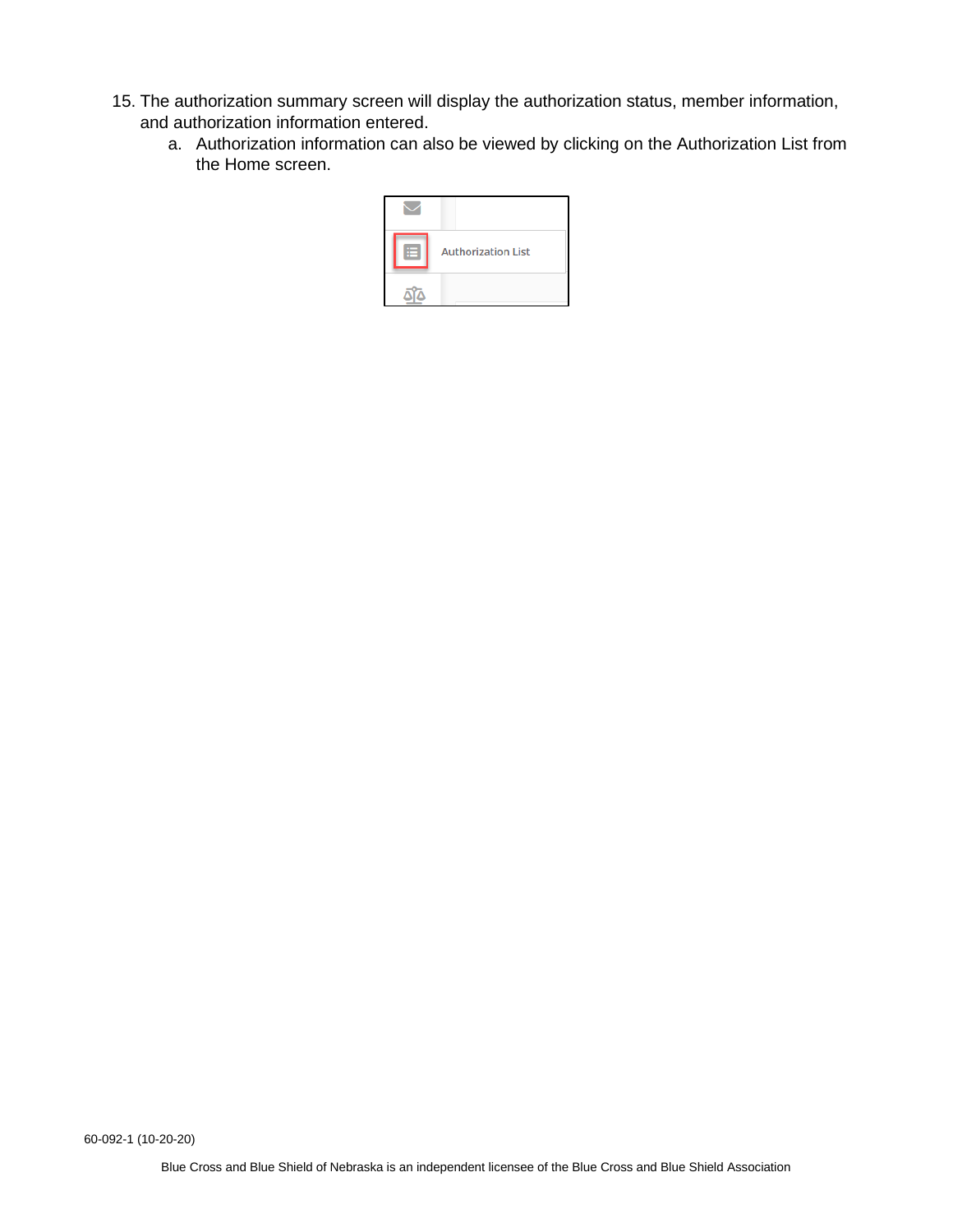15. The authorization summary screen will display the authorization status, member information, and authorization information entered.
    a. Authorization information can also be viewed by clicking on the Authorization List from the Home screen.

Authorization List

60-092-1 (10-20-20)

Blue Cross and Blue Shield of Nebraska is an independent licensee of the Blue Cross and Blue Shield Association